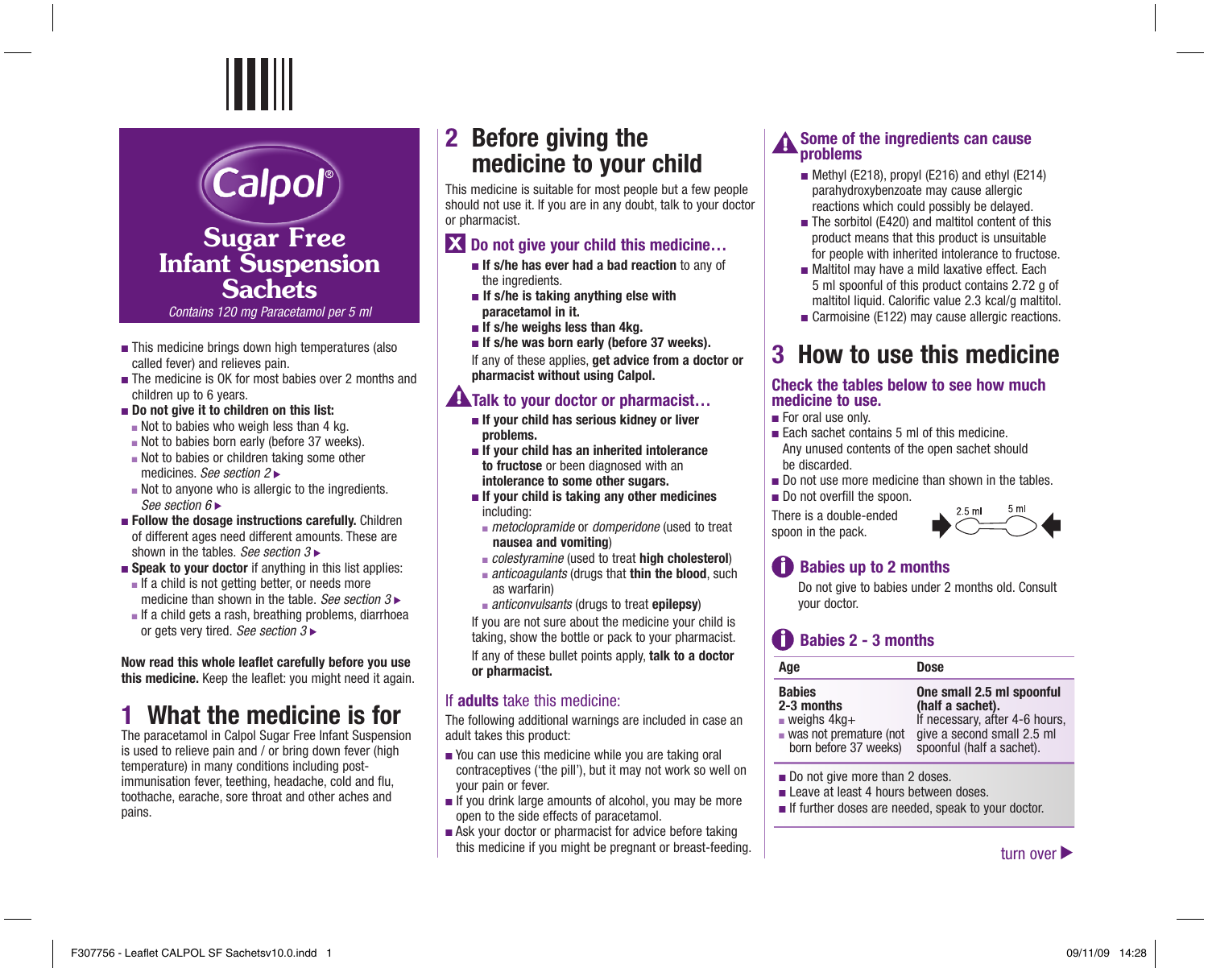# Calpol®

## Sugar Free Infant Suspension Sachets

*Contains 120 mg Paracetamol per 5 ml*

- This medicine brings down high temperatures (also called fever) and relieves pain.
- The medicine is OK for most babies over 2 months and children up to 6 years.
- **Do not give it to children on this list:**
  - Not to babies who weigh less than 4 kg.
  - Not to babies born early (before 37 weeks).
  - Not to babies or children taking some other medicines. *See section 2* ▶
  - Not to anyone who is allergic to the ingredients. *See section 6* ▶
- **Follow the dosage instructions carefully.** Children of different ages need different amounts. These are shown in the tables. *See section 3* ▶
- **Speak to your doctor** if anything in this list applies:
  - If a child is not getting better, or needs more medicine than shown in the table. *See section 3* ▶
  - If a child gets a rash, breathing problems, diarrhoea or gets very tired. *See section 3* ▶

**Now read this whole leaflet carefully before you use this medicine.** Keep the leaflet: you might need it again.

## 1 What the medicine is for

The paracetamol in Calpol Sugar Free Infant Suspension is used to relieve pain and / or bring down fever (high temperature) in many conditions including post-immunisation fever, teething, headache, cold and flu, toothache, earache, sore throat and other aches and pains.

## 2 Before giving the medicine to your child

This medicine is suitable for most people but a few people should not use it. If you are in any doubt, talk to your doctor or pharmacist.

### Do not give your child this medicine…

- **If s/he has ever had a bad reaction** to any of the ingredients.
- **If s/he is taking anything else with paracetamol in it.**
- **If s/he weighs less than 4kg.**
- **If s/he was born early (before 37 weeks).**

If any of these applies, **get advice from a doctor or pharmacist without using Calpol.**

### Talk to your doctor or pharmacist…

- **If your child has serious kidney or liver problems.**
- **If your child has an inherited intolerance to fructose** or been diagnosed with an **intolerance to some other sugars.**
- **If your child is taking any other medicines** including:
  - *metoclopramide* or *domperidone* (used to treat **nausea and vomiting**)
  - *colestyramine* (used to treat **high cholesterol**)
  - *anticoagulants* (drugs that **thin the blood**, such as warfarin)
  - *anticonvulsants* (drugs to treat **epilepsy**)

If you are not sure about the medicine your child is taking, show the bottle or pack to your pharmacist.

If any of these bullet points apply, **talk to a doctor or pharmacist.**

### If **adults** take this medicine:

The following additional warnings are included in case an adult takes this product:

- You can use this medicine while you are taking oral contraceptives ('the pill'), but it may not work so well on your pain or fever.
- If you drink large amounts of alcohol, you may be more open to the side effects of paracetamol.
- Ask your doctor or pharmacist for advice before taking this medicine if you might be pregnant or breast-feeding.

### Some of the ingredients can cause problems

- Methyl (E218), propyl (E216) and ethyl (E214) parahydroxybenzoate may cause allergic reactions which could possibly be delayed.
- The sorbitol (E420) and maltitol content of this product means that this product is unsuitable for people with inherited intolerance to fructose.
- Maltitol may have a mild laxative effect. Each 5 ml spoonful of this product contains 2.72 g of maltitol liquid. Calorific value 2.3 kcal/g maltitol.
- Carmoisine (E122) may cause allergic reactions.

## 3 How to use this medicine

### Check the tables below to see how much medicine to use.

- For oral use only.
- Each sachet contains 5 ml of this medicine. Any unused contents of the open sachet should be discarded.
- Do not use more medicine than shown in the tables.
- Do not overfill the spoon.

There is a double-ended spoon in the pack. (2.5 ml / 5 ml)

### Babies up to 2 months

Do not give to babies under 2 months old. Consult your doctor.

### Babies 2 - 3 months

| Age | Dose |
|---|---|
| **Babies 2-3 months**<br>▪ weighs 4kg+<br>▪ was not premature (not born before 37 weeks) | **One small 2.5 ml spoonful (half a sachet).**<br>If necessary, after 4-6 hours, give a second small 2.5 ml spoonful (half a sachet). |

- Do not give more than 2 doses.
- Leave at least 4 hours between doses.
- If further doses are needed, speak to your doctor.

turn over ▶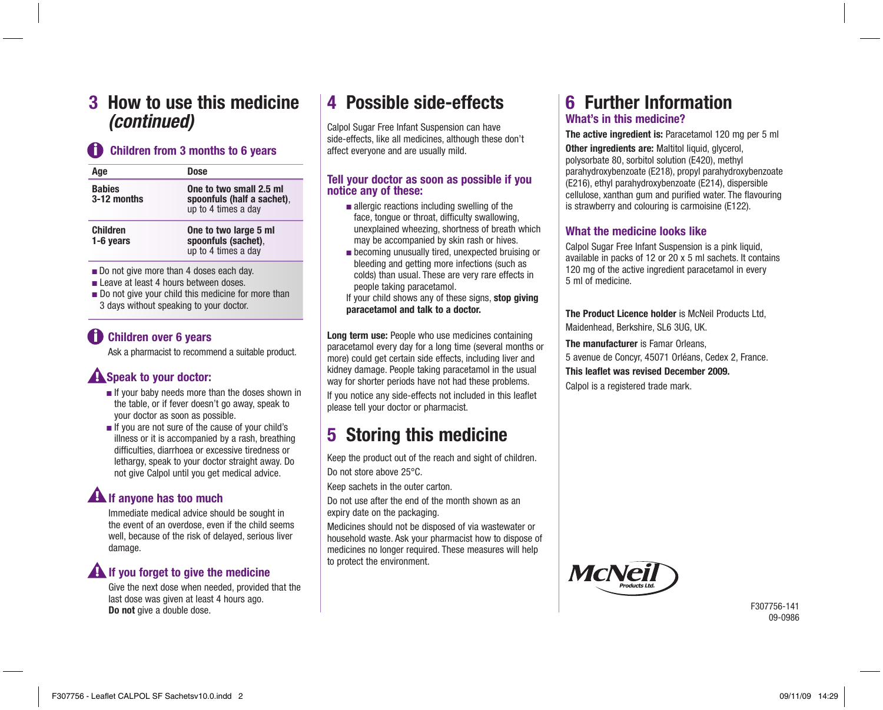## 3 How to use this medicine *(continued)*

### Children from 3 months to 6 years

| Age | Dose |
|---|---|
| **Babies** **3-12 months** | **One to two small 2.5 ml spoonfuls (half a sachet)**, up to 4 times a day |
| **Children** **1-6 years** | **One to two large 5 ml spoonfuls (sachet)**, up to 4 times a day |

- Do not give more than 4 doses each day.
- Leave at least 4 hours between doses.
- Do not give your child this medicine for more than 3 days without speaking to your doctor.

### Children over 6 years

Ask a pharmacist to recommend a suitable product.

### Speak to your doctor:

- If your baby needs more than the doses shown in the table, or if fever doesn't go away, speak to your doctor as soon as possible.
- If you are not sure of the cause of your child's illness or it is accompanied by a rash, breathing difficulties, diarrhoea or excessive tiredness or lethargy, speak to your doctor straight away. Do not give Calpol until you get medical advice.

### If anyone has too much

Immediate medical advice should be sought in the event of an overdose, even if the child seems well, because of the risk of delayed, serious liver damage.

### If you forget to give the medicine

Give the next dose when needed, provided that the last dose was given at least 4 hours ago. **Do not** give a double dose.

## 4 Possible side-effects

Calpol Sugar Free Infant Suspension can have side-effects, like all medicines, although these don't affect everyone and are usually mild.

### Tell your doctor as soon as possible if you notice any of these:

- allergic reactions including swelling of the face, tongue or throat, difficulty swallowing, unexplained wheezing, shortness of breath which may be accompanied by skin rash or hives.
- becoming unusually tired, unexpected bruising or bleeding and getting more infections (such as colds) than usual. These are very rare effects in people taking paracetamol.

If your child shows any of these signs, **stop giving paracetamol and talk to a doctor.**

**Long term use:** People who use medicines containing paracetamol every day for a long time (several months or more) could get certain side effects, including liver and kidney damage. People taking paracetamol in the usual way for shorter periods have not had these problems.

If you notice any side-effects not included in this leaflet please tell your doctor or pharmacist.

## 5 Storing this medicine

Keep the product out of the reach and sight of children.

Do not store above 25°C.

Keep sachets in the outer carton.

Do not use after the end of the month shown as an expiry date on the packaging.

Medicines should not be disposed of via wastewater or household waste. Ask your pharmacist how to dispose of medicines no longer required. These measures will help to protect the environment.

## 6 Further Information

### What's in this medicine?

**The active ingredient is:** Paracetamol 120 mg per 5 ml

**Other ingredients are:** Maltitol liquid, glycerol, polysorbate 80, sorbitol solution (E420), methyl parahydroxybenzoate (E218), propyl parahydroxybenzoate (E216), ethyl parahydroxybenzoate (E214), dispersible cellulose, xanthan gum and purified water. The flavouring is strawberry and colouring is carmoisine (E122).

### What the medicine looks like

Calpol Sugar Free Infant Suspension is a pink liquid, available in packs of 12 or 20 x 5 ml sachets. It contains 120 mg of the active ingredient paracetamol in every 5 ml of medicine.

**The Product Licence holder** is McNeil Products Ltd, Maidenhead, Berkshire, SL6 3UG, UK.

**The manufacturer** is Famar Orleans, 5 avenue de Concyr, 45071 Orléans, Cedex 2, France.

**This leaflet was revised December 2009.**

Calpol is a registered trade mark.

McNeil Products Ltd.

F307756-141
09-0986